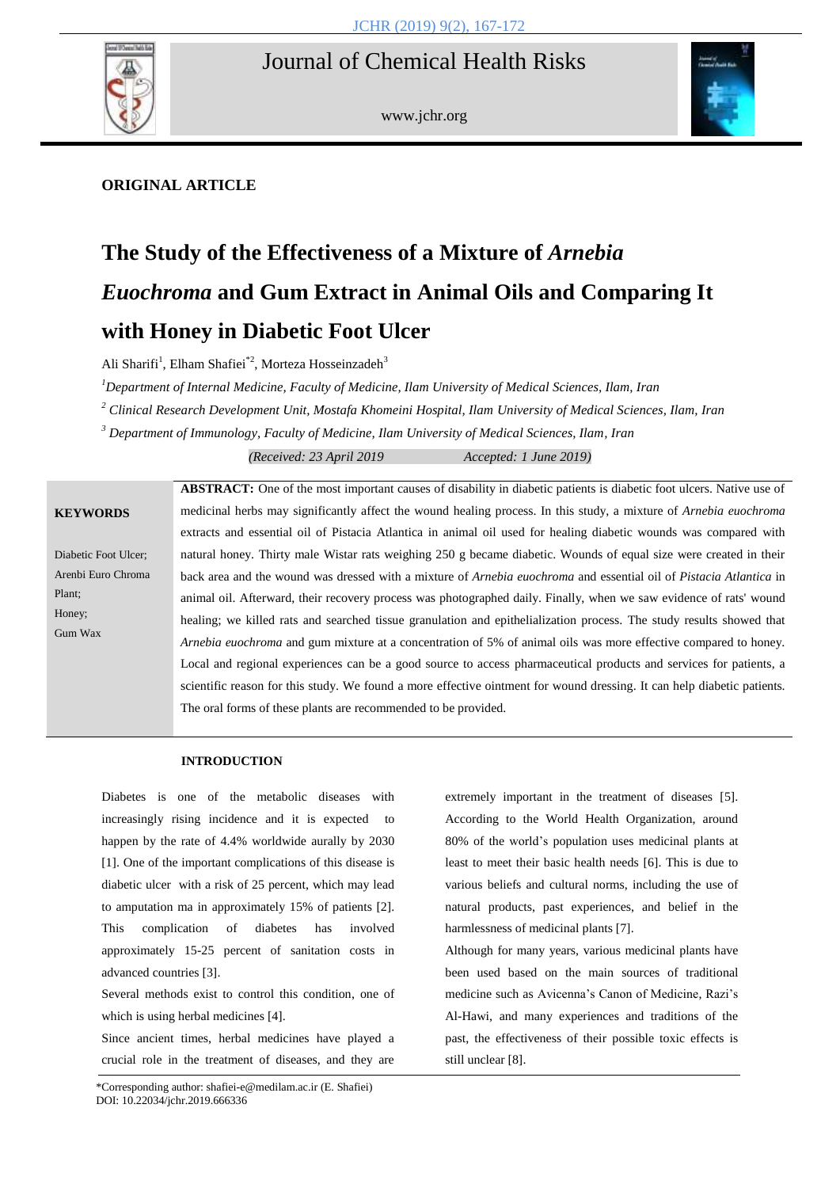**ORIGINAL ARTICLE**

# The Study of the Effectiveness of a Mixture of *Arnebia Euochroma* and Gum Extract in Animal Oils and Comparing It with Honey in Diabetic Foot Ulcer

Ali Sharifi[1], Elham Shafiei*[2], Morteza Hosseinzadeh[3]

*[1]Department of Internal Medicine, Faculty of Medicine, Ilam University of Medical Sciences, Ilam, Iran*

*[2] Clinical Research Development Unit, Mostafa Khomeini Hospital, Ilam University of Medical Sciences, Ilam, Iran*

*[3] Department of Immunology, Faculty of Medicine, Ilam University of Medical Sciences, Ilam, Iran*

*(Received: 23 April 2019 Accepted: 1 June 2019)*

**KEYWORDS**

Diabetic Foot Ulcer;
Arenbi Euro Chroma Plant;
Honey;
Gum Wax

**ABSTRACT:** One of the most important causes of disability in diabetic patients is diabetic foot ulcers. Native use of medicinal herbs may significantly affect the wound healing process. In this study, a mixture of *Arnebia euochroma* extracts and essential oil of Pistacia Atlantica in animal oil used for healing diabetic wounds was compared with natural honey. Thirty male Wistar rats weighing 250 g became diabetic. Wounds of equal size were created in their back area and the wound was dressed with a mixture of *Arnebia euochroma* and essential oil of *Pistacia Atlantica* in animal oil. Afterward, their recovery process was photographed daily. Finally, when we saw evidence of rats' wound healing; we killed rats and searched tissue granulation and epithelialization process. The study results showed that *Arnebia euochroma* and gum mixture at a concentration of 5% of animal oils was more effective compared to honey. Local and regional experiences can be a good source to access pharmaceutical products and services for patients, a scientific reason for this study. We found a more effective ointment for wound dressing. It can help diabetic patients. The oral forms of these plants are recommended to be provided.

## INTRODUCTION

Diabetes is one of the metabolic diseases with increasingly rising incidence and it is expected to happen by the rate of 4.4% worldwide aurally by 2030 [1]. One of the important complications of this disease is diabetic ulcer with a risk of 25 percent, which may lead to amputation ma in approximately 15% of patients [2]. This complication of diabetes has involved approximately 15-25 percent of sanitation costs in advanced countries [3].

Several methods exist to control this condition, one of which is using herbal medicines [4].

Since ancient times, herbal medicines have played a crucial role in the treatment of diseases, and they are extremely important in the treatment of diseases [5]. According to the World Health Organization, around 80% of the world's population uses medicinal plants at least to meet their basic health needs [6]. This is due to various beliefs and cultural norms, including the use of natural products, past experiences, and belief in the harmlessness of medicinal plants [7].

Although for many years, various medicinal plants have been used based on the main sources of traditional medicine such as Avicenna's Canon of Medicine, Razi's Al-Hawi, and many experiences and traditions of the past, the effectiveness of their possible toxic effects is still unclear [8].

*Corresponding author: shafiei-e@medilam.ac.ir (E. Shafiei)
DOI: 10.22034/jchr.2019.666336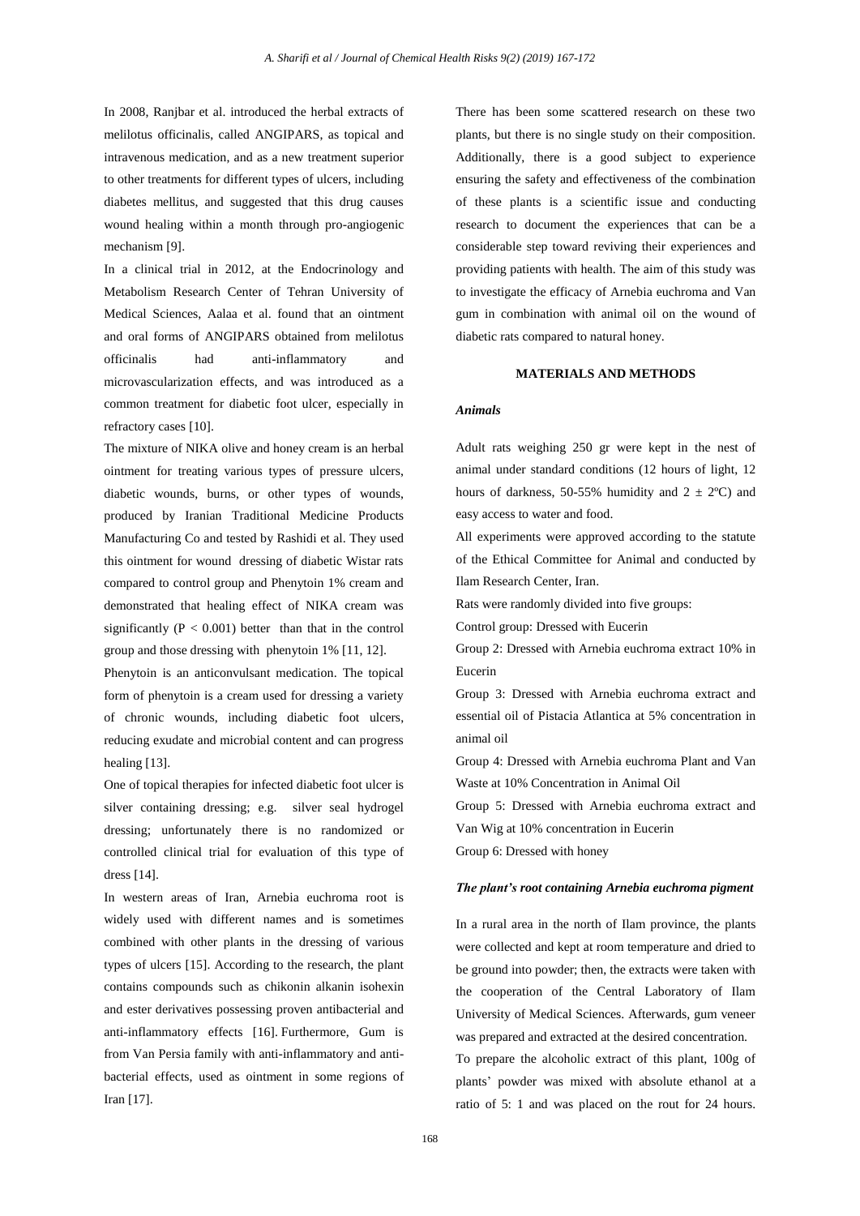In 2008, Ranjbar et al. introduced the herbal extracts of melilotus officinalis, called ANGIPARS, as topical and intravenous medication, and as a new treatment superior to other treatments for different types of ulcers, including diabetes mellitus, and suggested that this drug causes wound healing within a month through pro-angiogenic mechanism [9].

In a clinical trial in 2012, at the Endocrinology and Metabolism Research Center of Tehran University of Medical Sciences, Aalaa et al. found that an ointment and oral forms of ANGIPARS obtained from melilotus officinalis had anti-inflammatory and microvascularization effects, and was introduced as a common treatment for diabetic foot ulcer, especially in refractory cases [10].

The mixture of NIKA olive and honey cream is an herbal ointment for treating various types of pressure ulcers, diabetic wounds, burns, or other types of wounds, produced by Iranian Traditional Medicine Products Manufacturing Co and tested by Rashidi et al. They used this ointment for wound dressing of diabetic Wistar rats compared to control group and Phenytoin 1% cream and demonstrated that healing effect of NIKA cream was significantly ($P < 0.001$) better than that in the control group and those dressing with phenytoin 1% [11, 12].

Phenytoin is an anticonvulsant medication. The topical form of phenytoin is a cream used for dressing a variety of chronic wounds, including diabetic foot ulcers, reducing exudate and microbial content and can progress healing [13].

One of topical therapies for infected diabetic foot ulcer is silver containing dressing; e.g. silver seal hydrogel dressing; unfortunately there is no randomized or controlled clinical trial for evaluation of this type of dress [14].

In western areas of Iran, Arnebia euchroma root is widely used with different names and is sometimes combined with other plants in the dressing of various types of ulcers [15]. According to the research, the plant contains compounds such as chikonin alkanin isohexin and ester derivatives possessing proven antibacterial and anti-inflammatory effects [16]. Furthermore, Gum is from Van Persia family with anti-inflammatory and anti-bacterial effects, used as ointment in some regions of Iran [17].

There has been some scattered research on these two plants, but there is no single study on their composition. Additionally, there is a good subject to experience ensuring the safety and effectiveness of the combination of these plants is a scientific issue and conducting research to document the experiences that can be a considerable step toward reviving their experiences and providing patients with health. The aim of this study was to investigate the efficacy of Arnebia euchroma and Van gum in combination with animal oil on the wound of diabetic rats compared to natural honey.

## MATERIALS AND METHODS

### *Animals*

Adult rats weighing 250 gr were kept in the nest of animal under standard conditions (12 hours of light, 12 hours of darkness, 50-55% humidity and $2 \pm 2$ºC) and easy access to water and food.

All experiments were approved according to the statute of the Ethical Committee for Animal and conducted by Ilam Research Center, Iran.

Rats were randomly divided into five groups:

Control group: Dressed with Eucerin

Group 2: Dressed with Arnebia euchroma extract 10% in Eucerin

Group 3: Dressed with Arnebia euchroma extract and essential oil of Pistacia Atlantica at 5% concentration in animal oil

Group 4: Dressed with Arnebia euchroma Plant and Van Waste at 10% Concentration in Animal Oil

Group 5: Dressed with Arnebia euchroma extract and Van Wig at 10% concentration in Eucerin

Group 6: Dressed with honey

### *The plant's root containing Arnebia euchroma pigment*

In a rural area in the north of Ilam province, the plants were collected and kept at room temperature and dried to be ground into powder; then, the extracts were taken with the cooperation of the Central Laboratory of Ilam University of Medical Sciences. Afterwards, gum veneer was prepared and extracted at the desired concentration.

To prepare the alcoholic extract of this plant, 100g of plants' powder was mixed with absolute ethanol at a ratio of 5: 1 and was placed on the rout for 24 hours.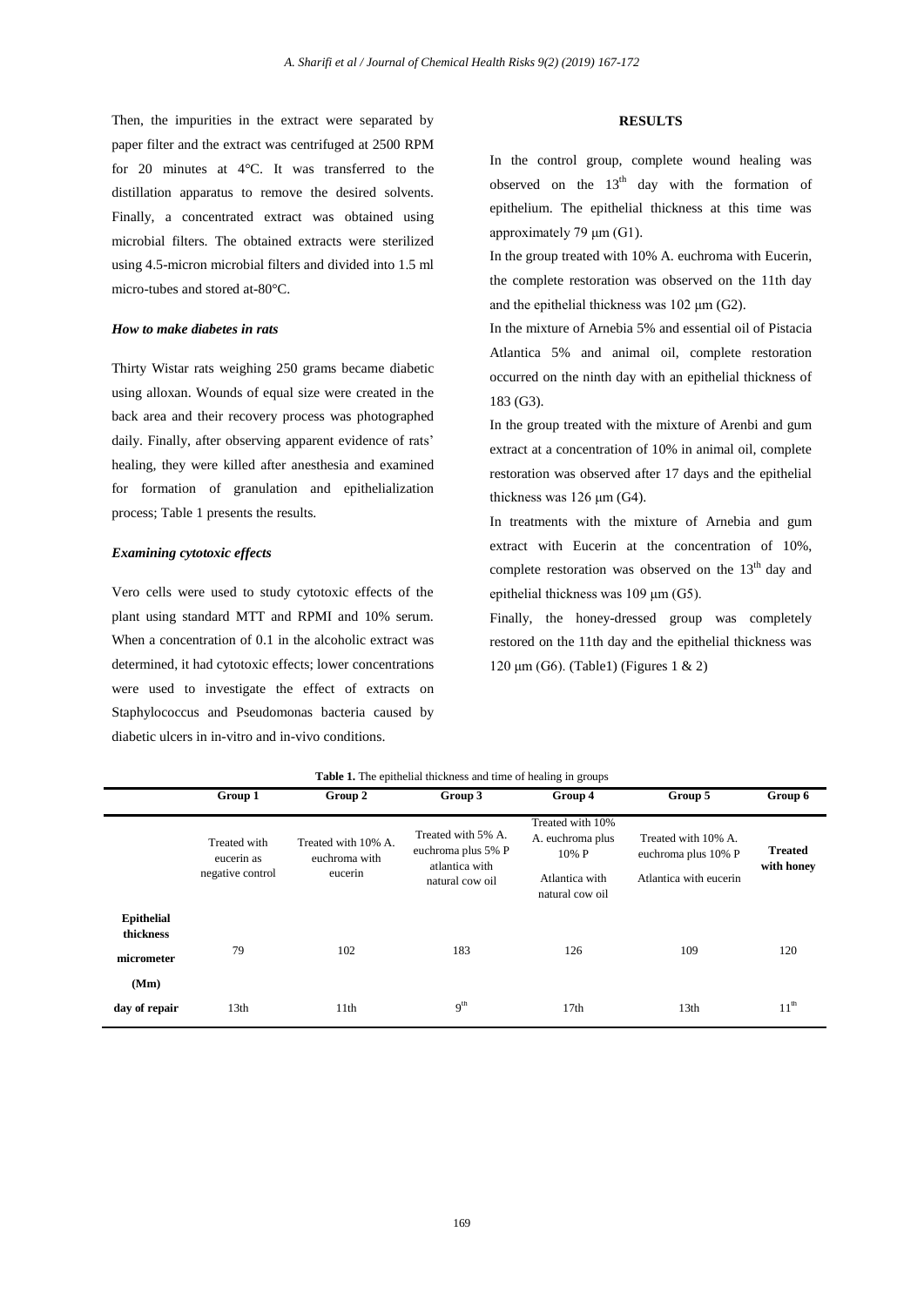Then, the impurities in the extract were separated by paper filter and the extract was centrifuged at 2500 RPM for 20 minutes at 4°C. It was transferred to the distillation apparatus to remove the desired solvents. Finally, a concentrated extract was obtained using microbial filters. The obtained extracts were sterilized using 4.5-micron microbial filters and divided into 1.5 ml micro-tubes and stored at-80°C.

### *How to make diabetes in rats*

Thirty Wistar rats weighing 250 grams became diabetic using alloxan. Wounds of equal size were created in the back area and their recovery process was photographed daily. Finally, after observing apparent evidence of rats' healing, they were killed after anesthesia and examined for formation of granulation and epithelialization process; Table 1 presents the results.

### *Examining cytotoxic effects*

Vero cells were used to study cytotoxic effects of the plant using standard MTT and RPMI and 10% serum. When a concentration of 0.1 in the alcoholic extract was determined, it had cytotoxic effects; lower concentrations were used to investigate the effect of extracts on Staphylococcus and Pseudomonas bacteria caused by diabetic ulcers in in-vitro and in-vivo conditions.

## RESULTS

In the control group, complete wound healing was observed on the $13^{th}$ day with the formation of epithelium. The epithelial thickness at this time was approximately 79 μm (G1).

In the group treated with 10% A. euchroma with Eucerin, the complete restoration was observed on the 11th day and the epithelial thickness was 102 μm (G2).

In the mixture of Arnebia 5% and essential oil of Pistacia Atlantica 5% and animal oil, complete restoration occurred on the ninth day with an epithelial thickness of 183 (G3).

In the group treated with the mixture of Arenbi and gum extract at a concentration of 10% in animal oil, complete restoration was observed after 17 days and the epithelial thickness was 126 μm (G4).

In treatments with the mixture of Arnebia and gum extract with Eucerin at the concentration of 10%, complete restoration was observed on the $13^{th}$ day and epithelial thickness was 109 μm (G5).

Finally, the honey-dressed group was completely restored on the 11th day and the epithelial thickness was 120 μm (G6). (Table1) (Figures 1 & 2)

**Table 1.** The epithelial thickness and time of healing in groups

| | Group 1 | Group 2 | Group 3 | Group 4 | Group 5 | Group 6 |
|---|---|---|---|---|---|---|
| | Treated with eucerin as negative control | Treated with 10% A. euchroma with eucerin | Treated with 5% A. euchroma plus 5% P atlantica with natural cow oil | Treated with 10% A. euchroma plus 10% P Atlantica with natural cow oil | Treated with 10% A. euchroma plus 10% P Atlantica with eucerin | **Treated with honey** |
| **Epithelial thickness micrometer (Mm)** | 79 | 102 | 183 | 126 | 109 | 120 |
| **day of repair** | 13th | 11th | $9^{th}$ | 17th | 13th | $11^{th}$ |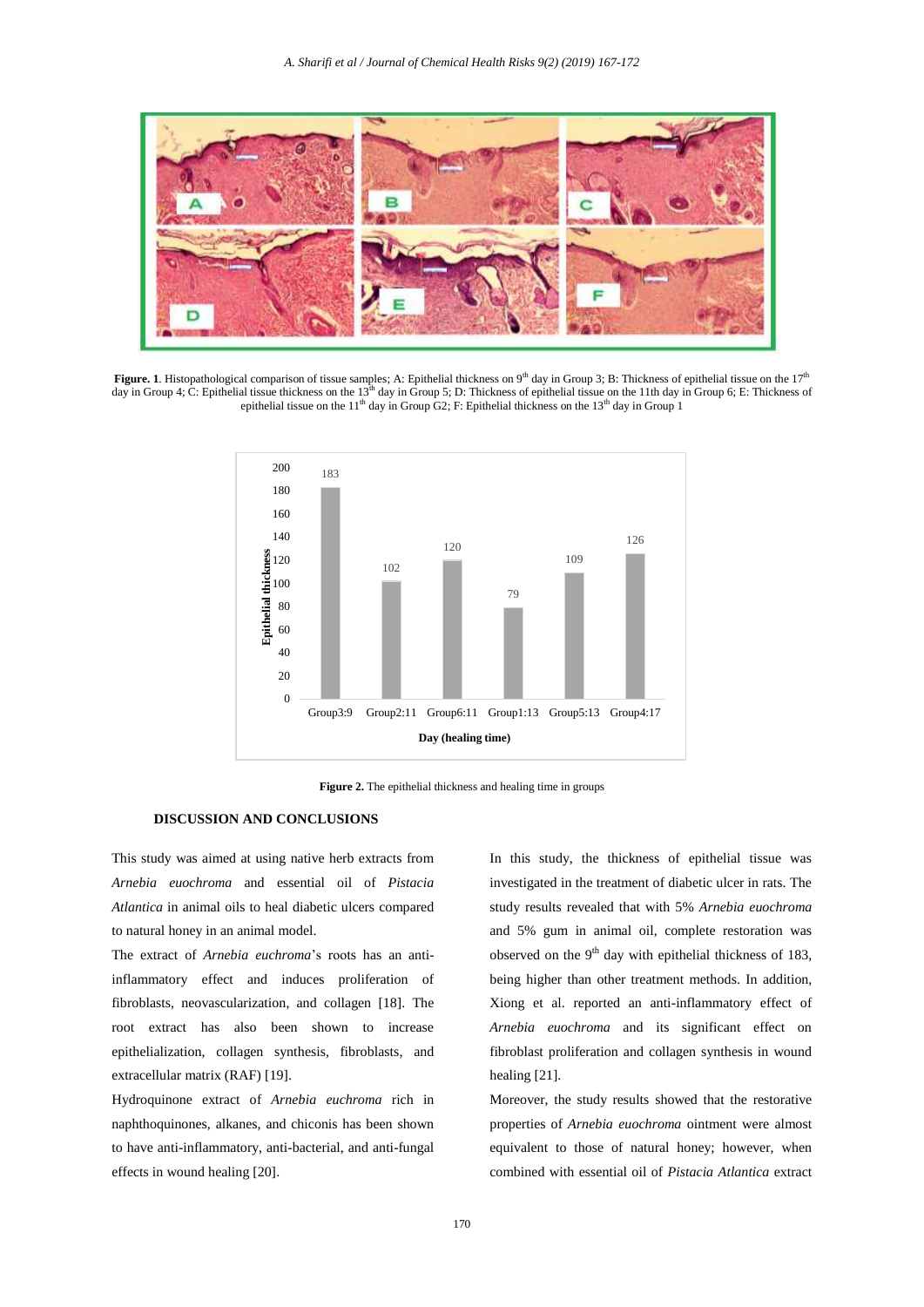**Figure. 1**. Histopathological comparison of tissue samples; A: Epithelial thickness on 9th day in Group 3; B: Thickness of epithelial tissue on the 17th day in Group 4; C: Epithelial tissue thickness on the 13th day in Group 5; D: Thickness of epithelial tissue on the 11th day in Group 6; E: Thickness of epithelial tissue on the 11th day in Group G2; F: Epithelial thickness on the 13th day in Group 1

| Day (healing time) | Epithelial thickness |
|---|---|
| Group3:9 | 183 |
| Group2:11 | 102 |
| Group6:11 | 120 |
| Group1:13 | 79 |
| Group5:13 | 109 |
| Group4:17 | 126 |

**Figure 2.** The epithelial thickness and healing time in groups

## DISCUSSION AND CONCLUSIONS

This study was aimed at using native herb extracts from *Arnebia euochroma* and essential oil of *Pistacia Atlantica* in animal oils to heal diabetic ulcers compared to natural honey in an animal model.

The extract of *Arnebia euchroma*'s roots has an anti-inflammatory effect and induces proliferation of fibroblasts, neovascularization, and collagen [18]. The root extract has also been shown to increase epithelialization, collagen synthesis, fibroblasts, and extracellular matrix (RAF) [19].

Hydroquinone extract of *Arnebia euchroma* rich in naphthoquinones, alkanes, and chiconis has been shown to have anti-inflammatory, anti-bacterial, and anti-fungal effects in wound healing [20].

In this study, the thickness of epithelial tissue was investigated in the treatment of diabetic ulcer in rats. The study results revealed that with 5% *Arnebia euochroma* and 5% gum in animal oil, complete restoration was observed on the 9th day with epithelial thickness of 183, being higher than other treatment methods. In addition, Xiong et al. reported an anti-inflammatory effect of *Arnebia euochroma* and its significant effect on fibroblast proliferation and collagen synthesis in wound healing [21].

Moreover, the study results showed that the restorative properties of *Arnebia euochroma* ointment were almost equivalent to those of natural honey; however, when combined with essential oil of *Pistacia Atlantica* extract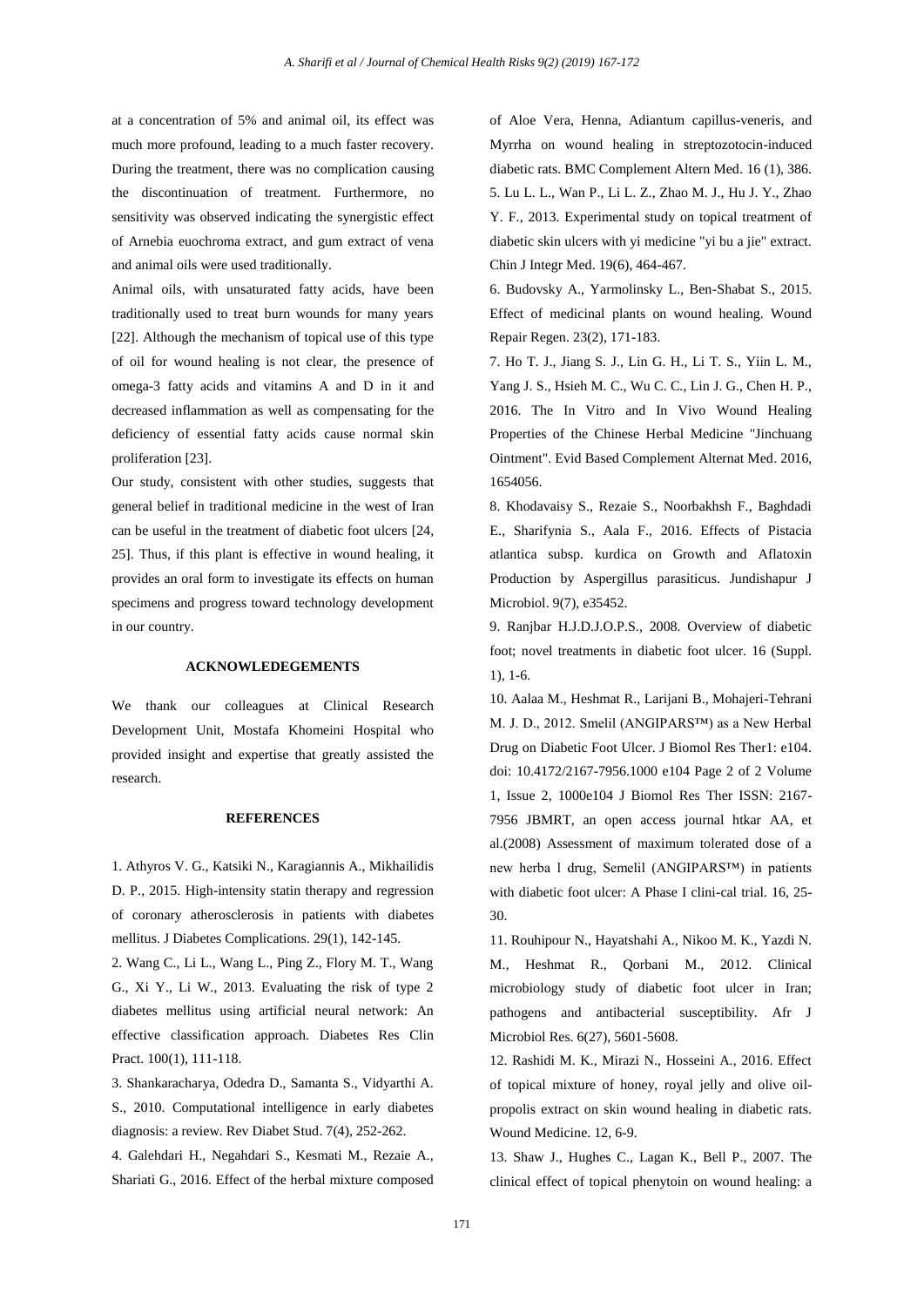at a concentration of 5% and animal oil, its effect was much more profound, leading to a much faster recovery. During the treatment, there was no complication causing the discontinuation of treatment. Furthermore, no sensitivity was observed indicating the synergistic effect of Arnebia euochroma extract, and gum extract of vena and animal oils were used traditionally.

Animal oils, with unsaturated fatty acids, have been traditionally used to treat burn wounds for many years [22]. Although the mechanism of topical use of this type of oil for wound healing is not clear, the presence of omega-3 fatty acids and vitamins A and D in it and decreased inflammation as well as compensating for the deficiency of essential fatty acids cause normal skin proliferation [23].

Our study, consistent with other studies, suggests that general belief in traditional medicine in the west of Iran can be useful in the treatment of diabetic foot ulcers [24, 25]. Thus, if this plant is effective in wound healing, it provides an oral form to investigate its effects on human specimens and progress toward technology development in our country.

## ACKNOWLEDGEMENTS

We thank our colleagues at Clinical Research Development Unit, Mostafa Khomeini Hospital who provided insight and expertise that greatly assisted the research.

## REFERENCES

1. Athyros V. G., Katsiki N., Karagiannis A., Mikhailidis D. P., 2015. High-intensity statin therapy and regression of coronary atherosclerosis in patients with diabetes mellitus. J Diabetes Complications. 29(1), 142-145.

2. Wang C., Li L., Wang L., Ping Z., Flory M. T., Wang G., Xi Y., Li W., 2013. Evaluating the risk of type 2 diabetes mellitus using artificial neural network: An effective classification approach. Diabetes Res Clin Pract. 100(1), 111-118.

3. Shankaracharya, Odedra D., Samanta S., Vidyarthi A. S., 2010. Computational intelligence in early diabetes diagnosis: a review. Rev Diabet Stud. 7(4), 252-262.

4. Galehdari H., Negahdari S., Kesmati M., Rezaie A., Shariati G., 2016. Effect of the herbal mixture composed of Aloe Vera, Henna, Adiantum capillus-veneris, and Myrrha on wound healing in streptozotocin-induced diabetic rats. BMC Complement Altern Med. 16 (1), 386.

5. Lu L. L., Wan P., Li L. Z., Zhao M. J., Hu J. Y., Zhao Y. F., 2013. Experimental study on topical treatment of diabetic skin ulcers with yi medicine "yi bu a jie" extract. Chin J Integr Med. 19(6), 464-467.

6. Budovsky A., Yarmolinsky L., Ben-Shabat S., 2015. Effect of medicinal plants on wound healing. Wound Repair Regen. 23(2), 171-183.

7. Ho T. J., Jiang S. J., Lin G. H., Li T. S., Yiin L. M., Yang J. S., Hsieh M. C., Wu C. C., Lin J. G., Chen H. P., 2016. The In Vitro and In Vivo Wound Healing Properties of the Chinese Herbal Medicine "Jinchuang Ointment". Evid Based Complement Alternat Med. 2016, 1654056.

8. Khodavaisy S., Rezaie S., Noorbakhsh F., Baghdadi E., Sharifynia S., Aala F., 2016. Effects of Pistacia atlantica subsp. kurdica on Growth and Aflatoxin Production by Aspergillus parasiticus. Jundishapur J Microbiol. 9(7), e35452.

9. Ranjbar H.J.D.J.O.P.S., 2008. Overview of diabetic foot; novel treatments in diabetic foot ulcer. 16 (Suppl. 1), 1-6.

10. Aalaa M., Heshmat R., Larijani B., Mohajeri-Tehrani M. J. D., 2012. Smelil (ANGIPARS™) as a New Herbal Drug on Diabetic Foot Ulcer. J Biomol Res Ther1: e104. doi: 10.4172/2167-7956.1000 e104 Page 2 of 2 Volume 1, Issue 2, 1000e104 J Biomol Res Ther ISSN: 2167-7956 JBMRT, an open access journal htkar AA, et al.(2008) Assessment of maximum tolerated dose of a new herba l drug, Semelil (ANGIPARS™) in patients with diabetic foot ulcer: A Phase I clini-cal trial. 16, 25-30.

11. Rouhipour N., Hayatshahi A., Nikoo M. K., Yazdi N. M., Heshmat R., Qorbani M., 2012. Clinical microbiology study of diabetic foot ulcer in Iran; pathogens and antibacterial susceptibility. Afr J Microbiol Res. 6(27), 5601-5608.

12. Rashidi M. K., Mirazi N., Hosseini A., 2016. Effect of topical mixture of honey, royal jelly and olive oil-propolis extract on skin wound healing in diabetic rats. Wound Medicine. 12, 6-9.

13. Shaw J., Hughes C., Lagan K., Bell P., 2007. The clinical effect of topical phenytoin on wound healing: a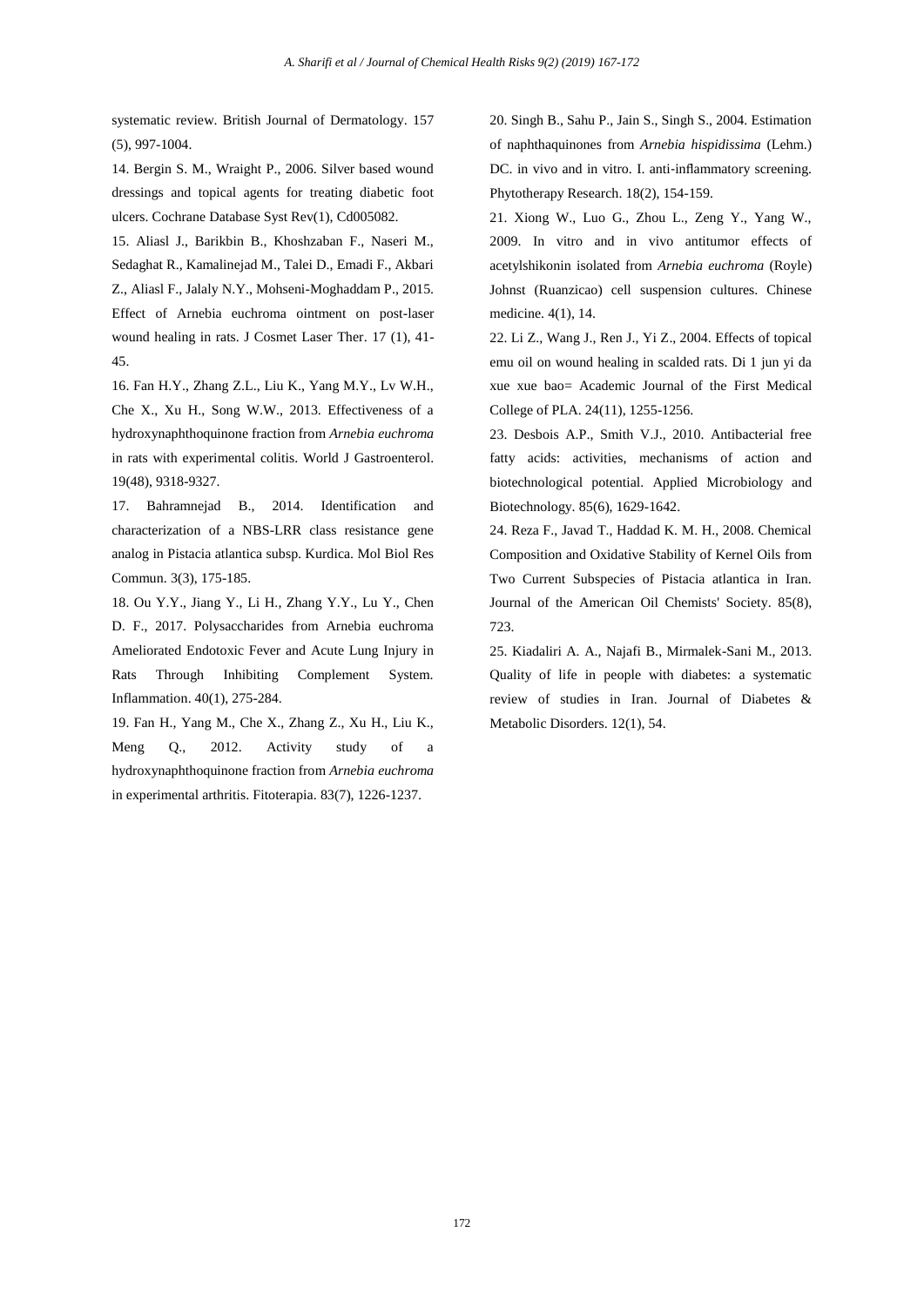systematic review. British Journal of Dermatology. 157 (5), 997-1004.

14. Bergin S. M., Wraight P., 2006. Silver based wound dressings and topical agents for treating diabetic foot ulcers. Cochrane Database Syst Rev(1), Cd005082.

15. Aliasl J., Barikbin B., Khoshzaban F., Naseri M., Sedaghat R., Kamalinejad M., Talei D., Emadi F., Akbari Z., Aliasl F., Jalaly N.Y., Mohseni-Moghaddam P., 2015. Effect of Arnebia euchroma ointment on post-laser wound healing in rats. J Cosmet Laser Ther. 17 (1), 41-45.

16. Fan H.Y., Zhang Z.L., Liu K., Yang M.Y., Lv W.H., Che X., Xu H., Song W.W., 2013. Effectiveness of a hydroxynaphthoquinone fraction from *Arnebia euchroma* in rats with experimental colitis. World J Gastroenterol. 19(48), 9318-9327.

17. Bahramnejad B., 2014. Identification and characterization of a NBS-LRR class resistance gene analog in Pistacia atlantica subsp. Kurdica. Mol Biol Res Commun. 3(3), 175-185.

18. Ou Y.Y., Jiang Y., Li H., Zhang Y.Y., Lu Y., Chen D. F., 2017. Polysaccharides from Arnebia euchroma Ameliorated Endotoxic Fever and Acute Lung Injury in Rats Through Inhibiting Complement System. Inflammation. 40(1), 275-284.

19. Fan H., Yang M., Che X., Zhang Z., Xu H., Liu K., Meng Q., 2012. Activity study of a hydroxynaphthoquinone fraction from *Arnebia euchroma* in experimental arthritis. Fitoterapia. 83(7), 1226-1237.

20. Singh B., Sahu P., Jain S., Singh S., 2004. Estimation of naphthaquinones from *Arnebia hispidissima* (Lehm.) DC. in vivo and in vitro. I. anti-inflammatory screening. Phytotherapy Research. 18(2), 154-159.

21. Xiong W., Luo G., Zhou L., Zeng Y., Yang W., 2009. In vitro and in vivo antitumor effects of acetylshikonin isolated from *Arnebia euchroma* (Royle) Johnst (Ruanzicao) cell suspension cultures. Chinese medicine. 4(1), 14.

22. Li Z., Wang J., Ren J., Yi Z., 2004. Effects of topical emu oil on wound healing in scalded rats. Di 1 jun yi da xue xue bao= Academic Journal of the First Medical College of PLA. 24(11), 1255-1256.

23. Desbois A.P., Smith V.J., 2010. Antibacterial free fatty acids: activities, mechanisms of action and biotechnological potential. Applied Microbiology and Biotechnology. 85(6), 1629-1642.

24. Reza F., Javad T., Haddad K. M. H., 2008. Chemical Composition and Oxidative Stability of Kernel Oils from Two Current Subspecies of Pistacia atlantica in Iran. Journal of the American Oil Chemists' Society. 85(8), 723.

25. Kiadaliri A. A., Najafi B., Mirmalek-Sani M., 2013. Quality of life in people with diabetes: a systematic review of studies in Iran. Journal of Diabetes & Metabolic Disorders. 12(1), 54.